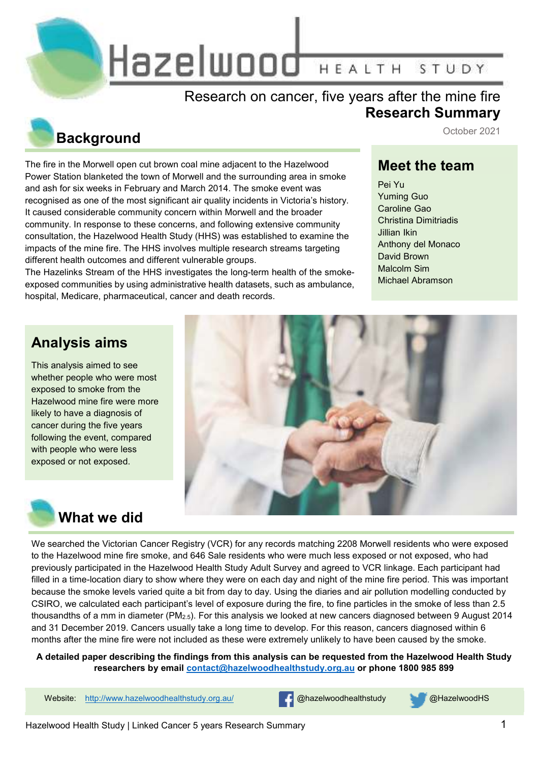# Hazelwood HEALTH STUDY

Research on cancer, five years after the mine fire
**Research Summary**

October 2021

## Background

The fire in the Morwell open cut brown coal mine adjacent to the Hazelwood Power Station blanketed the town of Morwell and the surrounding area in smoke and ash for six weeks in February and March 2014. The smoke event was recognised as one of the most significant air quality incidents in Victoria's history. It caused considerable community concern within Morwell and the broader community. In response to these concerns, and following extensive community consultation, the Hazelwood Health Study (HHS) was established to examine the impacts of the mine fire. The HHS involves multiple research streams targeting different health outcomes and different vulnerable groups.
The Hazelinks Stream of the HHS investigates the long-term health of the smoke-exposed communities by using administrative health datasets, such as ambulance, hospital, Medicare, pharmaceutical, cancer and death records.

## Meet the team

Pei Yu
Yuming Guo
Caroline Gao
Christina Dimitriadis
Jillian Ikin
Anthony del Monaco
David Brown
Malcolm Sim
Michael Abramson

## Analysis aims

This analysis aimed to see whether people who were most exposed to smoke from the Hazelwood mine fire were more likely to have a diagnosis of cancer during the five years following the event, compared with people who were less exposed or not exposed.

## What we did

We searched the Victorian Cancer Registry (VCR) for any records matching 2208 Morwell residents who were exposed to the Hazelwood mine fire smoke, and 646 Sale residents who were much less exposed or not exposed, who had previously participated in the Hazelwood Health Study Adult Survey and agreed to VCR linkage. Each participant had filled in a time-location diary to show where they were on each day and night of the mine fire period. This was important because the smoke levels varied quite a bit from day to day. Using the diaries and air pollution modelling conducted by CSIRO, we calculated each participant's level of exposure during the fire, to fine particles in the smoke of less than 2.5 thousandths of a mm in diameter ($PM_{2.5}$). For this analysis we looked at new cancers diagnosed between 9 August 2014 and 31 December 2019. Cancers usually take a long time to develop. For this reason, cancers diagnosed within 6 months after the mine fire were not included as these were extremely unlikely to have been caused by the smoke.

**A detailed paper describing the findings from this analysis can be requested from the Hazelwood Health Study researchers by email contact@hazelwoodhealthstudy.org.au or phone 1800 985 899**

Website: http://www.hazelwoodhealthstudy.org.au/ @hazelwoodhealthstudy @HazelwoodHS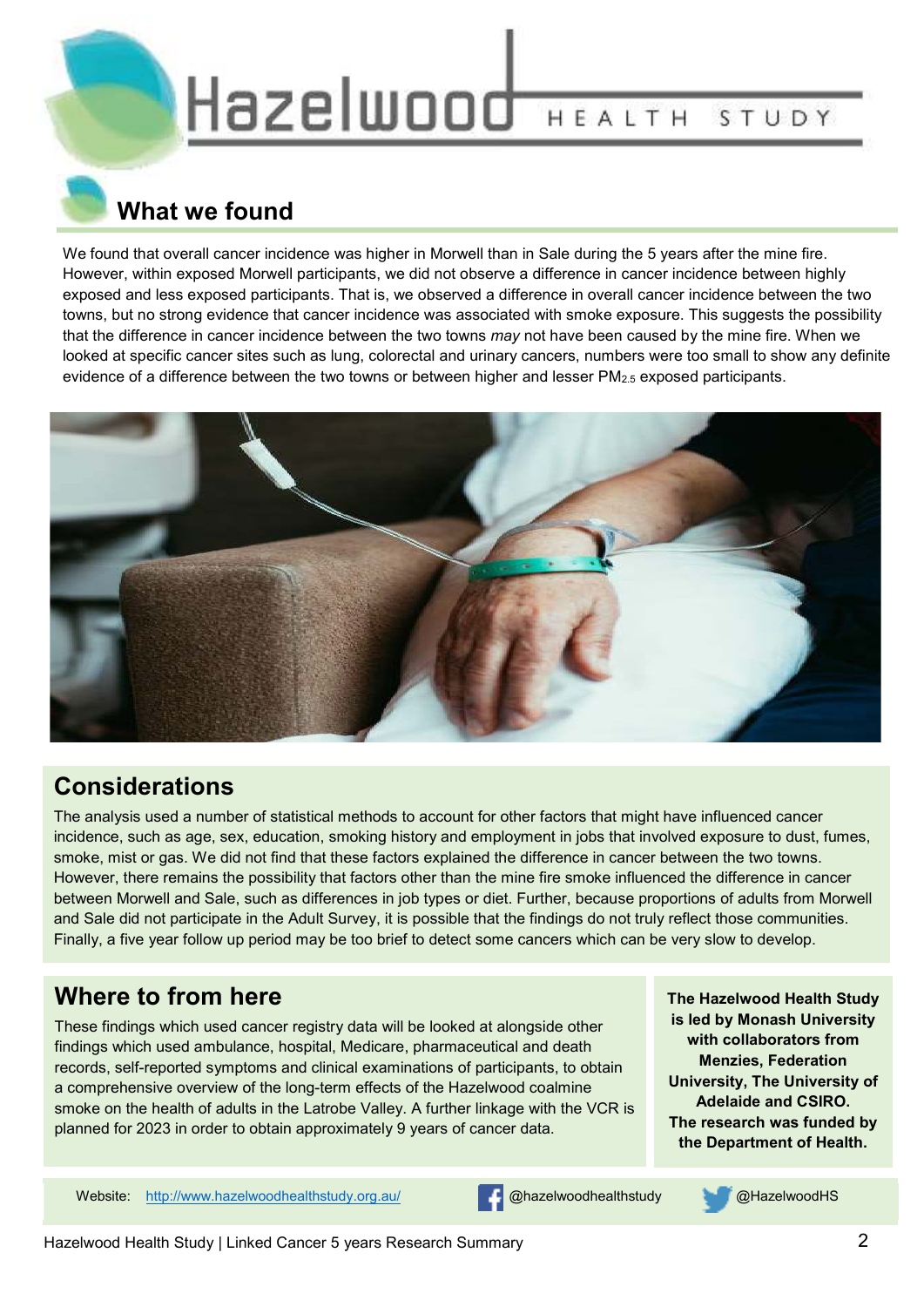# Hazelwood HEALTH STUDY

## What we found

We found that overall cancer incidence was higher in Morwell than in Sale during the 5 years after the mine fire. However, within exposed Morwell participants, we did not observe a difference in cancer incidence between highly exposed and less exposed participants. That is, we observed a difference in overall cancer incidence between the two towns, but no strong evidence that cancer incidence was associated with smoke exposure. This suggests the possibility that the difference in cancer incidence between the two towns *may* not have been caused by the mine fire. When we looked at specific cancer sites such as lung, colorectal and urinary cancers, numbers were too small to show any definite evidence of a difference between the two towns or between higher and lesser $PM_{2.5}$ exposed participants.

## Considerations

The analysis used a number of statistical methods to account for other factors that might have influenced cancer incidence, such as age, sex, education, smoking history and employment in jobs that involved exposure to dust, fumes, smoke, mist or gas. We did not find that these factors explained the difference in cancer between the two towns. However, there remains the possibility that factors other than the mine fire smoke influenced the difference in cancer between Morwell and Sale, such as differences in job types or diet. Further, because proportions of adults from Morwell and Sale did not participate in the Adult Survey, it is possible that the findings do not truly reflect those communities. Finally, a five year follow up period may be too brief to detect some cancers which can be very slow to develop.

## Where to from here

These findings which used cancer registry data will be looked at alongside other findings which used ambulance, hospital, Medicare, pharmaceutical and death records, self-reported symptoms and clinical examinations of participants, to obtain a comprehensive overview of the long-term effects of the Hazelwood coalmine smoke on the health of adults in the Latrobe Valley. A further linkage with the VCR is planned for 2023 in order to obtain approximately 9 years of cancer data.

**The Hazelwood Health Study is led by Monash University with collaborators from Menzies, Federation University, The University of Adelaide and CSIRO. The research was funded by the Department of Health.**

Website: http://www.hazelwoodhealthstudy.org.au/ | @hazelwoodhealthstudy | @HazelwoodHS

Hazelwood Health Study | Linked Cancer 5 years Research Summary